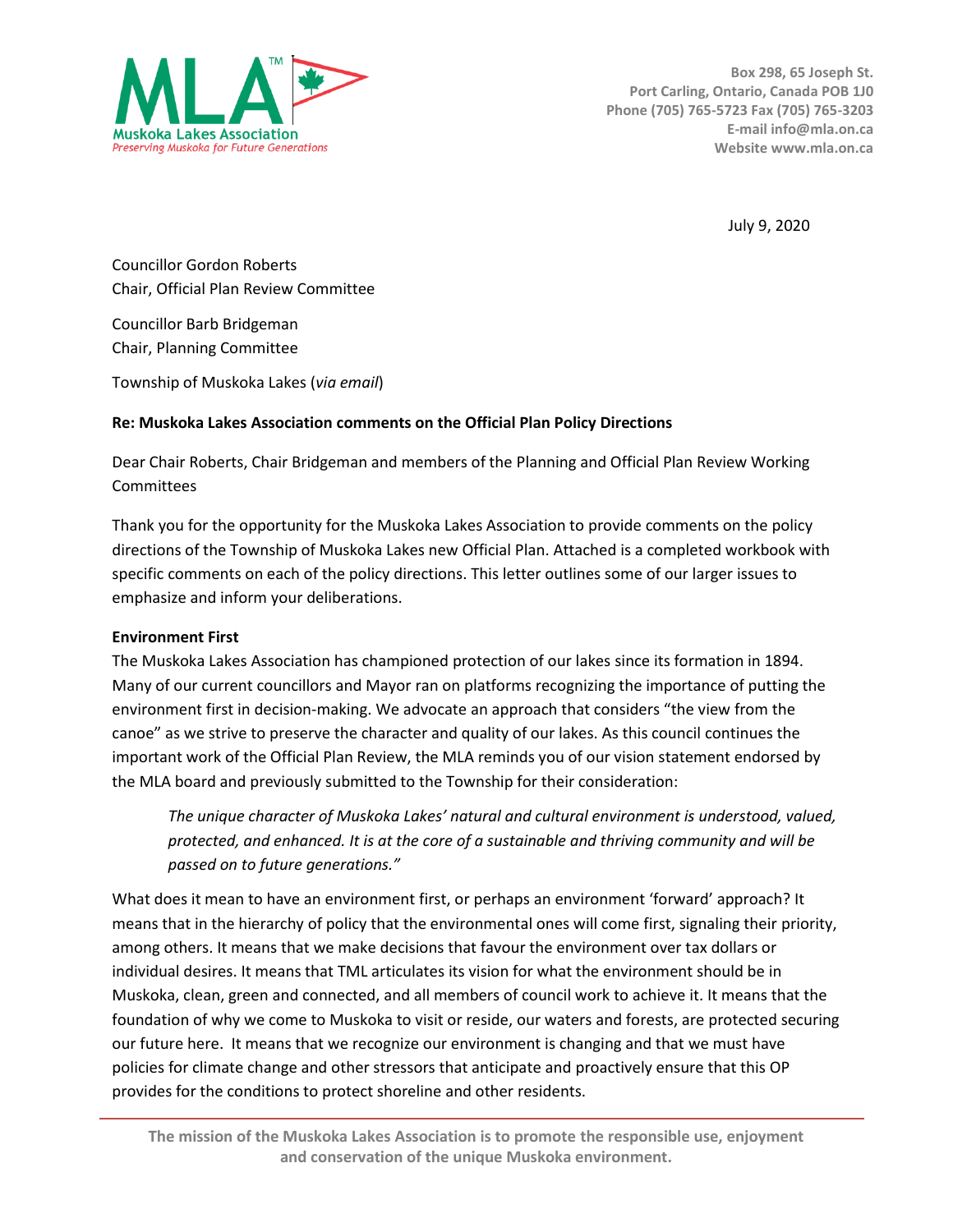Muskoka Lakes Association
*Preserving Muskoka for Future Generations*

Box 298, 65 Joseph St.
Port Carling, Ontario, Canada POB 1J0
Phone (705) 765-5723 Fax (705) 765-3203
E-mail info@mla.on.ca
Website www.mla.on.ca

July 9, 2020

Councillor Gordon Roberts
Chair, Official Plan Review Committee

Councillor Barb Bridgeman
Chair, Planning Committee

Township of Muskoka Lakes (*via email*)

**Re: Muskoka Lakes Association comments on the Official Plan Policy Directions**

Dear Chair Roberts, Chair Bridgeman and members of the Planning and Official Plan Review Working Committees

Thank you for the opportunity for the Muskoka Lakes Association to provide comments on the policy directions of the Township of Muskoka Lakes new Official Plan. Attached is a completed workbook with specific comments on each of the policy directions. This letter outlines some of our larger issues to emphasize and inform your deliberations.

**Environment First**

The Muskoka Lakes Association has championed protection of our lakes since its formation in 1894. Many of our current councillors and Mayor ran on platforms recognizing the importance of putting the environment first in decision-making. We advocate an approach that considers "the view from the canoe" as we strive to preserve the character and quality of our lakes. As this council continues the important work of the Official Plan Review, the MLA reminds you of our vision statement endorsed by the MLA board and previously submitted to the Township for their consideration:

> *The unique character of Muskoka Lakes' natural and cultural environment is understood, valued, protected, and enhanced. It is at the core of a sustainable and thriving community and will be passed on to future generations."*

What does it mean to have an environment first, or perhaps an environment 'forward' approach? It means that in the hierarchy of policy that the environmental ones will come first, signaling their priority, among others. It means that we make decisions that favour the environment over tax dollars or individual desires. It means that TML articulates its vision for what the environment should be in Muskoka, clean, green and connected, and all members of council work to achieve it. It means that the foundation of why we come to Muskoka to visit or reside, our waters and forests, are protected securing our future here. It means that we recognize our environment is changing and that we must have policies for climate change and other stressors that anticipate and proactively ensure that this OP provides for the conditions to protect shoreline and other residents.

**The mission of the Muskoka Lakes Association is to promote the responsible use, enjoyment and conservation of the unique Muskoka environment.**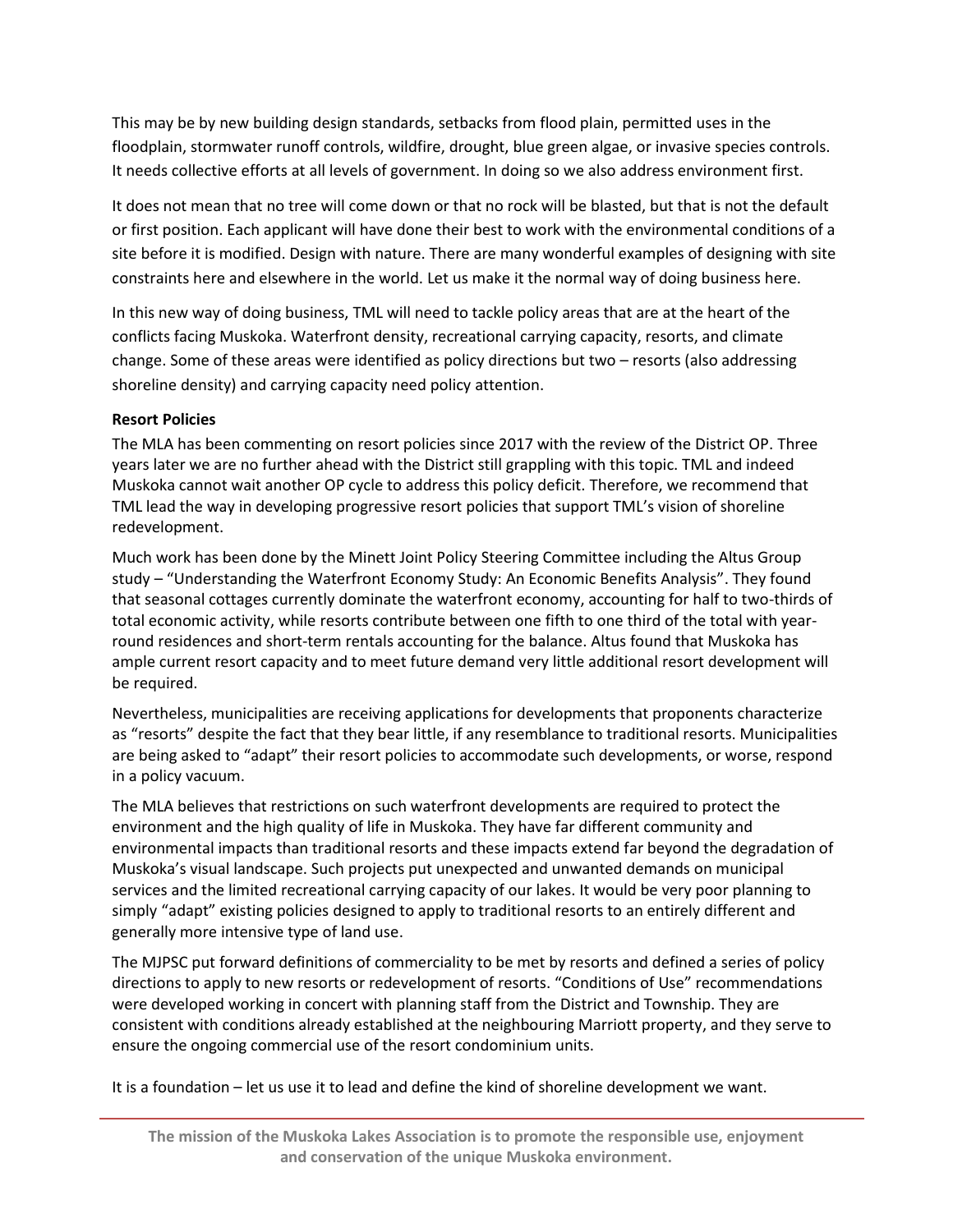This may be by new building design standards, setbacks from flood plain, permitted uses in the floodplain, stormwater runoff controls, wildfire, drought, blue green algae, or invasive species controls. It needs collective efforts at all levels of government. In doing so we also address environment first.

It does not mean that no tree will come down or that no rock will be blasted, but that is not the default or first position. Each applicant will have done their best to work with the environmental conditions of a site before it is modified. Design with nature. There are many wonderful examples of designing with site constraints here and elsewhere in the world. Let us make it the normal way of doing business here.

In this new way of doing business, TML will need to tackle policy areas that are at the heart of the conflicts facing Muskoka. Waterfront density, recreational carrying capacity, resorts, and climate change. Some of these areas were identified as policy directions but two – resorts (also addressing shoreline density) and carrying capacity need policy attention.

**Resort Policies**

The MLA has been commenting on resort policies since 2017 with the review of the District OP. Three years later we are no further ahead with the District still grappling with this topic. TML and indeed Muskoka cannot wait another OP cycle to address this policy deficit. Therefore, we recommend that TML lead the way in developing progressive resort policies that support TML's vision of shoreline redevelopment.

Much work has been done by the Minett Joint Policy Steering Committee including the Altus Group study – "Understanding the Waterfront Economy Study: An Economic Benefits Analysis". They found that seasonal cottages currently dominate the waterfront economy, accounting for half to two-thirds of total economic activity, while resorts contribute between one fifth to one third of the total with year-round residences and short-term rentals accounting for the balance. Altus found that Muskoka has ample current resort capacity and to meet future demand very little additional resort development will be required.

Nevertheless, municipalities are receiving applications for developments that proponents characterize as "resorts" despite the fact that they bear little, if any resemblance to traditional resorts. Municipalities are being asked to "adapt" their resort policies to accommodate such developments, or worse, respond in a policy vacuum.

The MLA believes that restrictions on such waterfront developments are required to protect the environment and the high quality of life in Muskoka. They have far different community and environmental impacts than traditional resorts and these impacts extend far beyond the degradation of Muskoka's visual landscape. Such projects put unexpected and unwanted demands on municipal services and the limited recreational carrying capacity of our lakes. It would be very poor planning to simply "adapt" existing policies designed to apply to traditional resorts to an entirely different and generally more intensive type of land use.

The MJPSC put forward definitions of commerciality to be met by resorts and defined a series of policy directions to apply to new resorts or redevelopment of resorts. "Conditions of Use" recommendations were developed working in concert with planning staff from the District and Township. They are consistent with conditions already established at the neighbouring Marriott property, and they serve to ensure the ongoing commercial use of the resort condominium units.

It is a foundation – let us use it to lead and define the kind of shoreline development we want.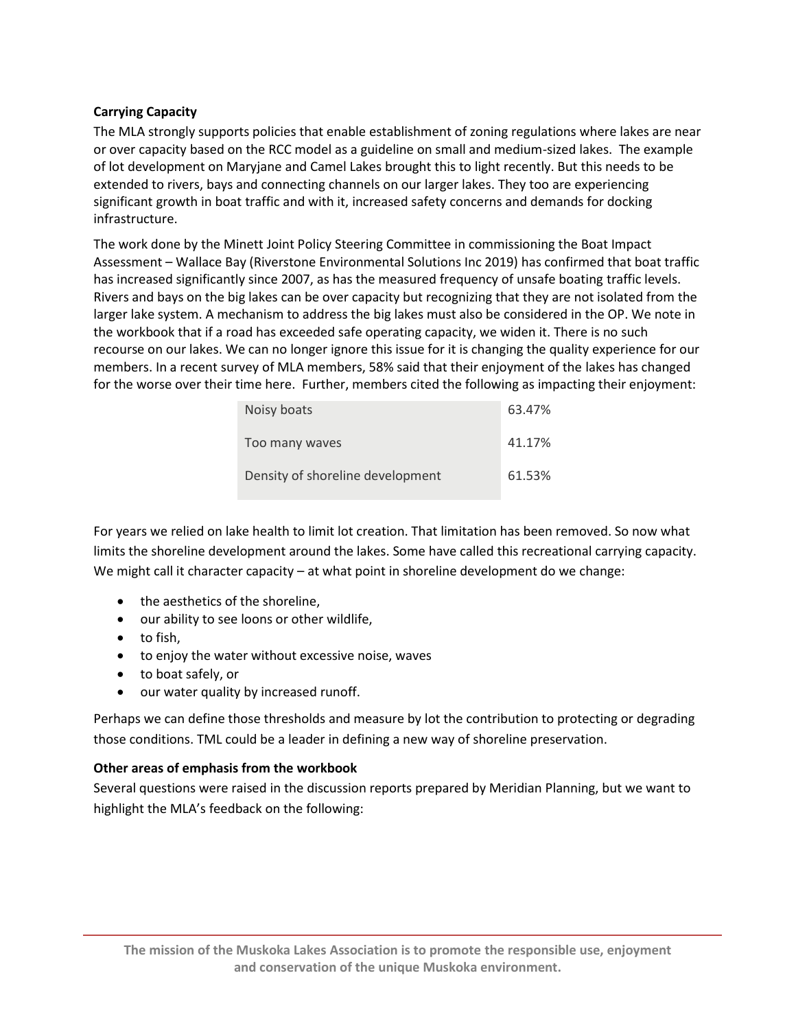**Carrying Capacity**

The MLA strongly supports policies that enable establishment of zoning regulations where lakes are near or over capacity based on the RCC model as a guideline on small and medium-sized lakes. The example of lot development on Maryjane and Camel Lakes brought this to light recently. But this needs to be extended to rivers, bays and connecting channels on our larger lakes. They too are experiencing significant growth in boat traffic and with it, increased safety concerns and demands for docking infrastructure.

The work done by the Minett Joint Policy Steering Committee in commissioning the Boat Impact Assessment – Wallace Bay (Riverstone Environmental Solutions Inc 2019) has confirmed that boat traffic has increased significantly since 2007, as has the measured frequency of unsafe boating traffic levels. Rivers and bays on the big lakes can be over capacity but recognizing that they are not isolated from the larger lake system. A mechanism to address the big lakes must also be considered in the OP. We note in the workbook that if a road has exceeded safe operating capacity, we widen it. There is no such recourse on our lakes. We can no longer ignore this issue for it is changing the quality experience for our members. In a recent survey of MLA members, 58% said that their enjoyment of the lakes has changed for the worse over their time here. Further, members cited the following as impacting their enjoyment:

| | |
|---|---|
| Noisy boats | 63.47% |
| Too many waves | 41.17% |
| Density of shoreline development | 61.53% |

For years we relied on lake health to limit lot creation. That limitation has been removed. So now what limits the shoreline development around the lakes. Some have called this recreational carrying capacity. We might call it character capacity – at what point in shoreline development do we change:

- the aesthetics of the shoreline,
- our ability to see loons or other wildlife,
- to fish,
- to enjoy the water without excessive noise, waves
- to boat safely, or
- our water quality by increased runoff.

Perhaps we can define those thresholds and measure by lot the contribution to protecting or degrading those conditions. TML could be a leader in defining a new way of shoreline preservation.

**Other areas of emphasis from the workbook**

Several questions were raised in the discussion reports prepared by Meridian Planning, but we want to highlight the MLA's feedback on the following: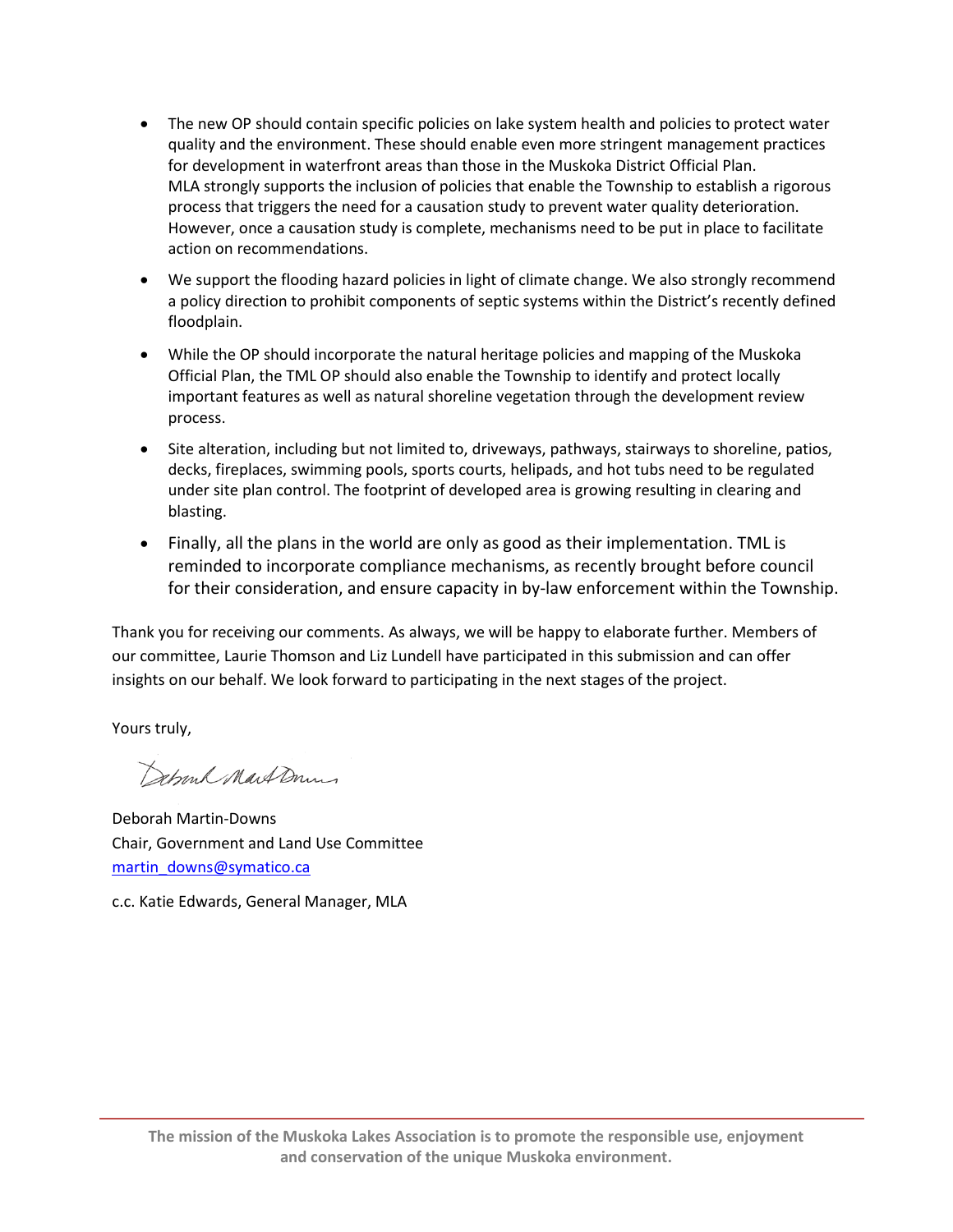- The new OP should contain specific policies on lake system health and policies to protect water quality and the environment. These should enable even more stringent management practices for development in waterfront areas than those in the Muskoka District Official Plan.
  MLA strongly supports the inclusion of policies that enable the Township to establish a rigorous process that triggers the need for a causation study to prevent water quality deterioration. However, once a causation study is complete, mechanisms need to be put in place to facilitate action on recommendations.
- We support the flooding hazard policies in light of climate change. We also strongly recommend a policy direction to prohibit components of septic systems within the District's recently defined floodplain.
- While the OP should incorporate the natural heritage policies and mapping of the Muskoka Official Plan, the TML OP should also enable the Township to identify and protect locally important features as well as natural shoreline vegetation through the development review process.
- Site alteration, including but not limited to, driveways, pathways, stairways to shoreline, patios, decks, fireplaces, swimming pools, sports courts, helipads, and hot tubs need to be regulated under site plan control. The footprint of developed area is growing resulting in clearing and blasting.
- Finally, all the plans in the world are only as good as their implementation. TML is reminded to incorporate compliance mechanisms, as recently brought before council for their consideration, and ensure capacity in by-law enforcement within the Township.

Thank you for receiving our comments. As always, we will be happy to elaborate further. Members of our committee, Laurie Thomson and Liz Lundell have participated in this submission and can offer insights on our behalf. We look forward to participating in the next stages of the project.

Yours truly,

Deborah Martin-Downs
Chair, Government and Land Use Committee
martin_downs@symatico.ca

c.c. Katie Edwards, General Manager, MLA

**The mission of the Muskoka Lakes Association is to promote the responsible use, enjoyment and conservation of the unique Muskoka environment.**